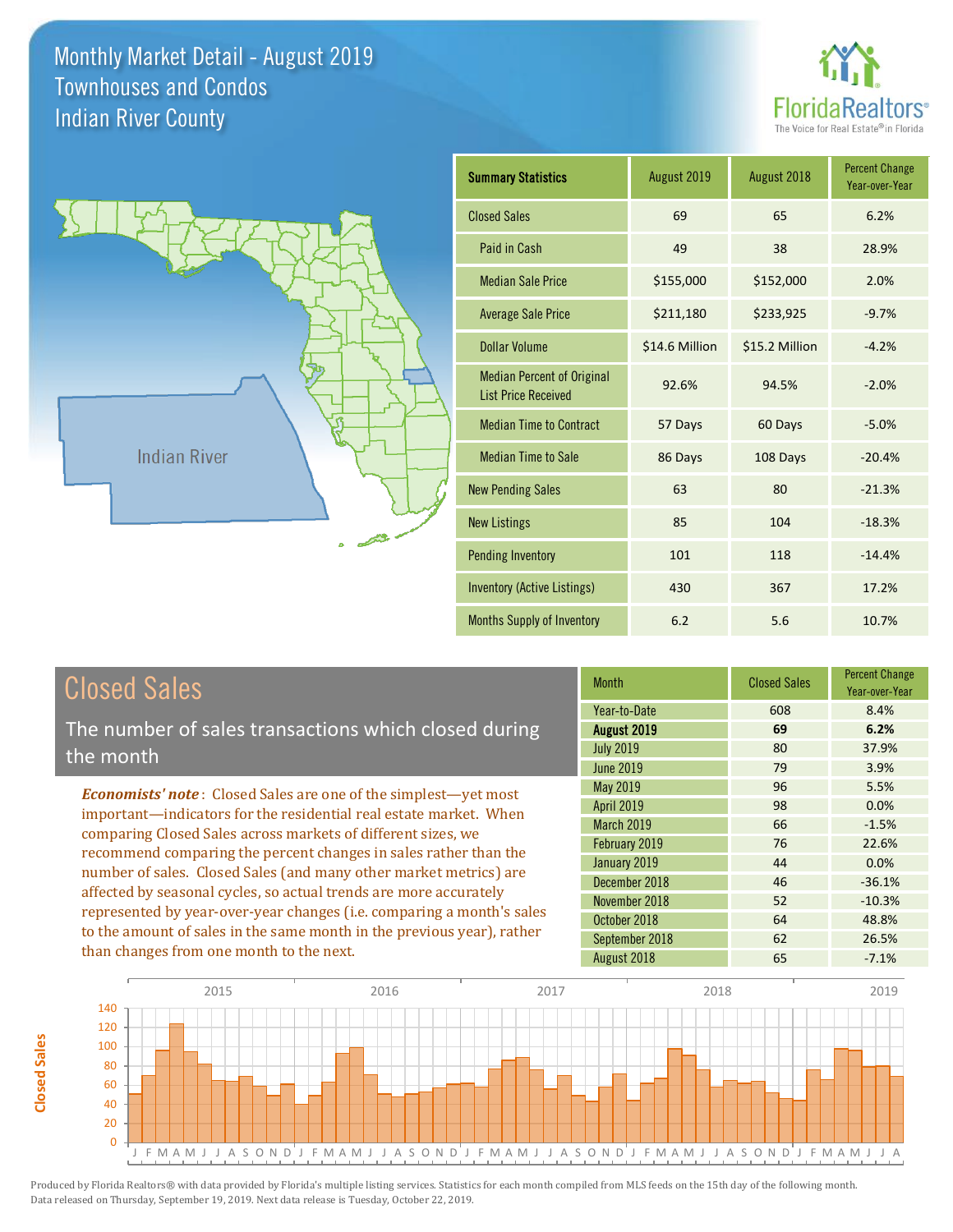# Monthly Market Detail - August 2019
## Townhouses and Condos
## Indian River County

FloridaRealtors®
The Voice for Real Estate® in Florida

Indian River

| Summary Statistics | August 2019 | August 2018 | Percent Change Year-over-Year |
|---|---|---|---|
| Closed Sales | 69 | 65 | 6.2% |
| Paid in Cash | 49 | 38 | 28.9% |
| Median Sale Price | $155,000 | $152,000 | 2.0% |
| Average Sale Price | $211,180 | $233,925 | -9.7% |
| Dollar Volume | $14.6 Million | $15.2 Million | -4.2% |
| Median Percent of Original List Price Received | 92.6% | 94.5% | -2.0% |
| Median Time to Contract | 57 Days | 60 Days | -5.0% |
| Median Time to Sale | 86 Days | 108 Days | -20.4% |
| New Pending Sales | 63 | 80 | -21.3% |
| New Listings | 85 | 104 | -18.3% |
| Pending Inventory | 101 | 118 | -14.4% |
| Inventory (Active Listings) | 430 | 367 | 17.2% |
| Months Supply of Inventory | 6.2 | 5.6 | 10.7% |

## Closed Sales

The number of sales transactions which closed during the month

*Economists' note*: Closed Sales are one of the simplest—yet most important—indicators for the residential real estate market. When comparing Closed Sales across markets of different sizes, we recommend comparing the percent changes in sales rather than the number of sales. Closed Sales (and many other market metrics) are affected by seasonal cycles, so actual trends are more accurately represented by year-over-year changes (i.e. comparing a month's sales to the amount of sales in the same month in the previous year), rather than changes from one month to the next.

| Month | Closed Sales | Percent Change Year-over-Year |
|---|---|---|
| Year-to-Date | 608 | 8.4% |
| **August 2019** | **69** | **6.2%** |
| July 2019 | 80 | 37.9% |
| June 2019 | 79 | 3.9% |
| May 2019 | 96 | 5.5% |
| April 2019 | 98 | 0.0% |
| March 2019 | 66 | -1.5% |
| February 2019 | 76 | 22.6% |
| January 2019 | 44 | 0.0% |
| December 2018 | 46 | -36.1% |
| November 2018 | 52 | -10.3% |
| October 2018 | 64 | 48.8% |
| September 2018 | 62 | 26.5% |
| August 2018 | 65 | -7.1% |

Produced by Florida Realtors® with data provided by Florida's multiple listing services. Statistics for each month compiled from MLS feeds on the 15th day of the following month. Data released on Thursday, September 19, 2019. Next data release is Tuesday, October 22, 2019.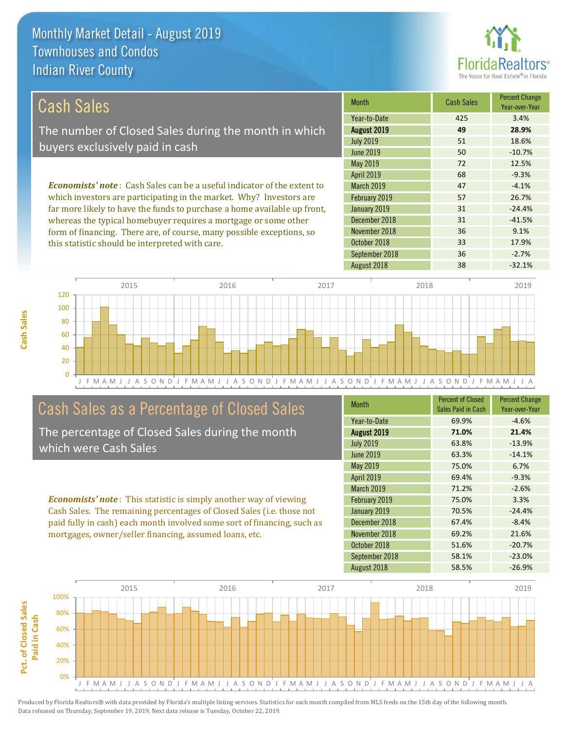# Monthly Market Detail - August 2019
## Townhouses and Condos
## Indian River County

## Cash Sales

The number of Closed Sales during the month in which buyers exclusively paid in cash

***Economists' note***: Cash Sales can be a useful indicator of the extent to which investors are participating in the market. Why? Investors are far more likely to have the funds to purchase a home available up front, whereas the typical homebuyer requires a mortgage or some other form of financing. There are, of course, many possible exceptions, so this statistic should be interpreted with care.

| Month | Cash Sales | Percent Change Year-over-Year |
|---|---|---|
| Year-to-Date | 425 | 3.4% |
| **August 2019** | **49** | **28.9%** |
| July 2019 | 51 | 18.6% |
| June 2019 | 50 | -10.7% |
| May 2019 | 72 | 12.5% |
| April 2019 | 68 | -9.3% |
| March 2019 | 47 | -4.1% |
| February 2019 | 57 | 26.7% |
| January 2019 | 31 | -24.4% |
| December 2018 | 31 | -41.5% |
| November 2018 | 36 | 9.1% |
| October 2018 | 33 | 17.9% |
| September 2018 | 36 | -2.7% |
| August 2018 | 38 | -32.1% |

## Cash Sales as a Percentage of Closed Sales

The percentage of Closed Sales during the month which were Cash Sales

***Economists' note***: This statistic is simply another way of viewing Cash Sales. The remaining percentages of Closed Sales (i.e. those not paid fully in cash) each month involved some sort of financing, such as mortgages, owner/seller financing, assumed loans, etc.

| Month | Percent of Closed Sales Paid in Cash | Percent Change Year-over-Year |
|---|---|---|
| Year-to-Date | 69.9% | -4.6% |
| **August 2019** | **71.0%** | **21.4%** |
| July 2019 | 63.8% | -13.9% |
| June 2019 | 63.3% | -14.1% |
| May 2019 | 75.0% | 6.7% |
| April 2019 | 69.4% | -9.3% |
| March 2019 | 71.2% | -2.6% |
| February 2019 | 75.0% | 3.3% |
| January 2019 | 70.5% | -24.4% |
| December 2018 | 67.4% | -8.4% |
| November 2018 | 69.2% | 21.6% |
| October 2018 | 51.6% | -20.7% |
| September 2018 | 58.1% | -23.0% |
| August 2018 | 58.5% | -26.9% |

Produced by Florida Realtors® with data provided by Florida's multiple listing services. Statistics for each month compiled from MLS feeds on the 15th day of the following month. Data released on Thursday, September 19, 2019. Next data release is Tuesday, October 22, 2019.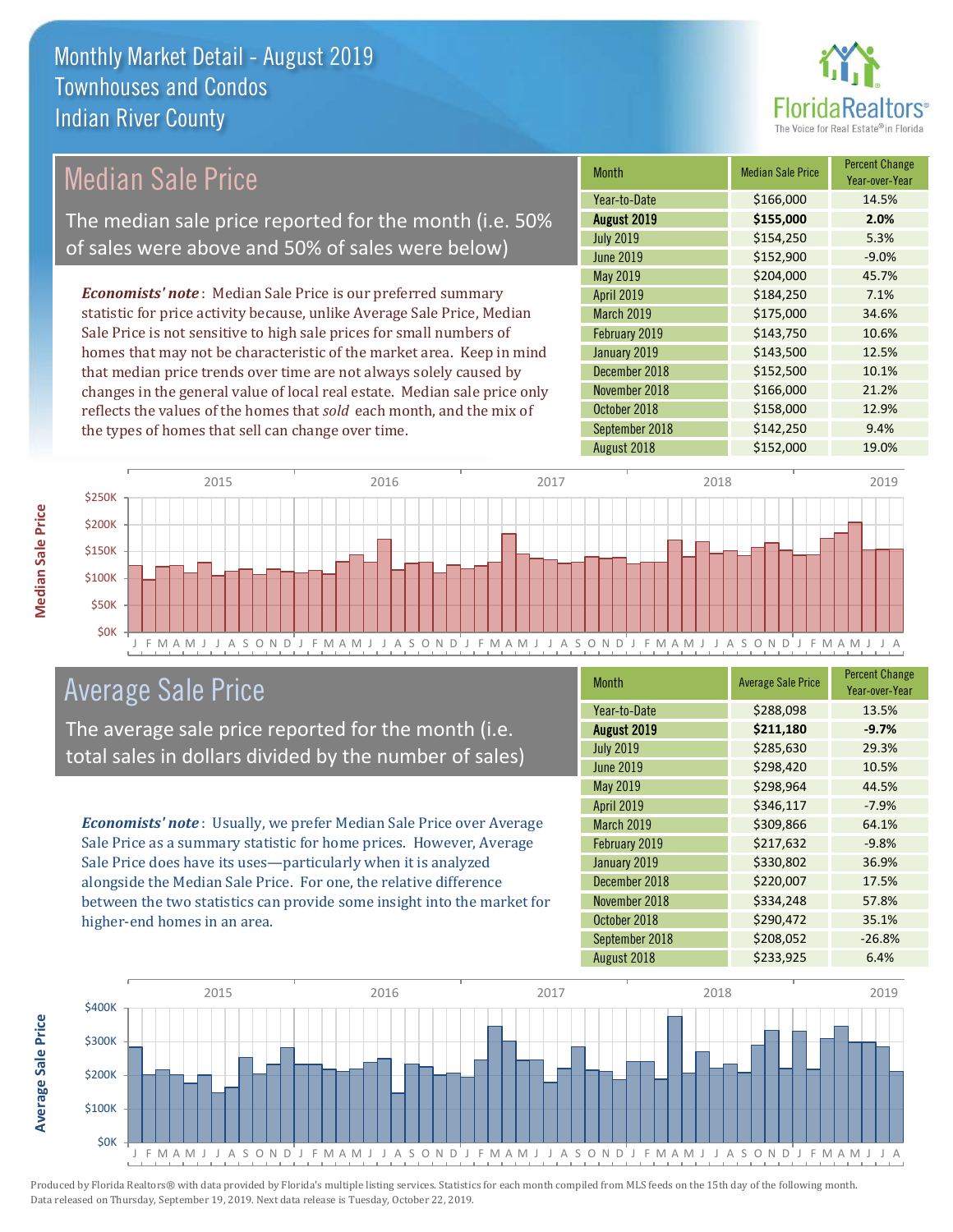# Monthly Market Detail - August 2019
## Townhouses and Condos
## Indian River County

## Median Sale Price

The median sale price reported for the month (i.e. 50% of sales were above and 50% of sales were below)

***Economists' note***: Median Sale Price is our preferred summary statistic for price activity because, unlike Average Sale Price, Median Sale Price is not sensitive to high sale prices for small numbers of homes that may not be characteristic of the market area. Keep in mind that median price trends over time are not always solely caused by changes in the general value of local real estate. Median sale price only reflects the values of the homes that *sold* each month, and the mix of the types of homes that sell can change over time.

| Month | Median Sale Price | Percent Change Year-over-Year |
|---|---|---|
| Year-to-Date | $166,000 | 14.5% |
| **August 2019** | **$155,000** | **2.0%** |
| July 2019 | $154,250 | 5.3% |
| June 2019 | $152,900 | -9.0% |
| May 2019 | $204,000 | 45.7% |
| April 2019 | $184,250 | 7.1% |
| March 2019 | $175,000 | 34.6% |
| February 2019 | $143,750 | 10.6% |
| January 2019 | $143,500 | 12.5% |
| December 2018 | $152,500 | 10.1% |
| November 2018 | $166,000 | 21.2% |
| October 2018 | $158,000 | 12.9% |
| September 2018 | $142,250 | 9.4% |
| August 2018 | $152,000 | 19.0% |

## Average Sale Price

The average sale price reported for the month (i.e. total sales in dollars divided by the number of sales)

***Economists' note***: Usually, we prefer Median Sale Price over Average Sale Price as a summary statistic for home prices. However, Average Sale Price does have its uses—particularly when it is analyzed alongside the Median Sale Price. For one, the relative difference between the two statistics can provide some insight into the market for higher-end homes in an area.

| Month | Average Sale Price | Percent Change Year-over-Year |
|---|---|---|
| Year-to-Date | $288,098 | 13.5% |
| **August 2019** | **$211,180** | **-9.7%** |
| July 2019 | $285,630 | 29.3% |
| June 2019 | $298,420 | 10.5% |
| May 2019 | $298,964 | 44.5% |
| April 2019 | $346,117 | -7.9% |
| March 2019 | $309,866 | 64.1% |
| February 2019 | $217,632 | -9.8% |
| January 2019 | $330,802 | 36.9% |
| December 2018 | $220,007 | 17.5% |
| November 2018 | $334,248 | 57.8% |
| October 2018 | $290,472 | 35.1% |
| September 2018 | $208,052 | -26.8% |
| August 2018 | $233,925 | 6.4% |

Produced by Florida Realtors® with data provided by Florida's multiple listing services. Statistics for each month compiled from MLS feeds on the 15th day of the following month. Data released on Thursday, September 19, 2019. Next data release is Tuesday, October 22, 2019.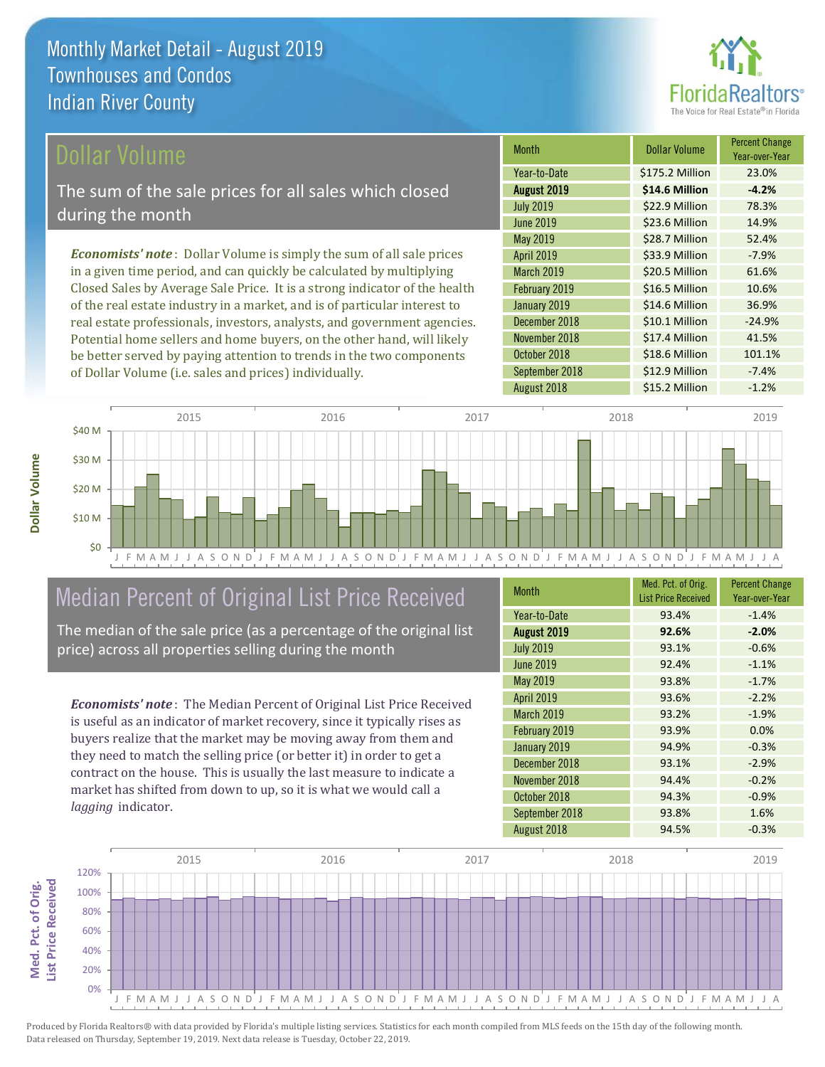# Monthly Market Detail - August 2019
## Townhouses and Condos
## Indian River County

## Dollar Volume

The sum of the sale prices for all sales which closed during the month

*Economists' note*: Dollar Volume is simply the sum of all sale prices in a given time period, and can quickly be calculated by multiplying Closed Sales by Average Sale Price. It is a strong indicator of the health of the real estate industry in a market, and is of particular interest to real estate professionals, investors, analysts, and government agencies. Potential home sellers and home buyers, on the other hand, will likely be better served by paying attention to trends in the two components of Dollar Volume (i.e. sales and prices) individually.

| Month | Dollar Volume | Percent Change Year-over-Year |
|---|---|---|
| Year-to-Date | $175.2 Million | 23.0% |
| **August 2019** | **$14.6 Million** | **-4.2%** |
| July 2019 | $22.9 Million | 78.3% |
| June 2019 | $23.6 Million | 14.9% |
| May 2019 | $28.7 Million | 52.4% |
| April 2019 | $33.9 Million | -7.9% |
| March 2019 | $20.5 Million | 61.6% |
| February 2019 | $16.5 Million | 10.6% |
| January 2019 | $14.6 Million | 36.9% |
| December 2018 | $10.1 Million | -24.9% |
| November 2018 | $17.4 Million | 41.5% |
| October 2018 | $18.6 Million | 101.1% |
| September 2018 | $12.9 Million | -7.4% |
| August 2018 | $15.2 Million | -1.2% |

## Median Percent of Original List Price Received

The median of the sale price (as a percentage of the original list price) across all properties selling during the month

*Economists' note*: The Median Percent of Original List Price Received is useful as an indicator of market recovery, since it typically rises as buyers realize that the market may be moving away from them and they need to match the selling price (or better it) in order to get a contract on the house. This is usually the last measure to indicate a market has shifted from down to up, so it is what we would call a *lagging* indicator.

| Month | Med. Pct. of Orig. List Price Received | Percent Change Year-over-Year |
|---|---|---|
| Year-to-Date | 93.4% | -1.4% |
| **August 2019** | **92.6%** | **-2.0%** |
| July 2019 | 93.1% | -0.6% |
| June 2019 | 92.4% | -1.1% |
| May 2019 | 93.8% | -1.7% |
| April 2019 | 93.6% | -2.2% |
| March 2019 | 93.2% | -1.9% |
| February 2019 | 93.9% | 0.0% |
| January 2019 | 94.9% | -0.3% |
| December 2018 | 93.1% | -2.9% |
| November 2018 | 94.4% | -0.2% |
| October 2018 | 94.3% | -0.9% |
| September 2018 | 93.8% | 1.6% |
| August 2018 | 94.5% | -0.3% |

Produced by Florida Realtors® with data provided by Florida's multiple listing services. Statistics for each month compiled from MLS feeds on the 15th day of the following month. Data released on Thursday, September 19, 2019. Next data release is Tuesday, October 22, 2019.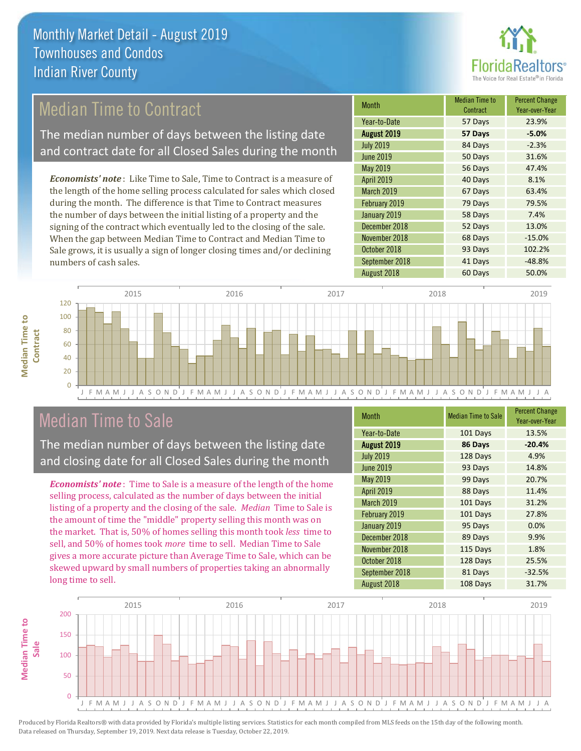# Monthly Market Detail - August 2019
## Townhouses and Condos
## Indian River County

## Median Time to Contract

The median number of days between the listing date and contract date for all Closed Sales during the month

*Economists' note*: Like Time to Sale, Time to Contract is a measure of the length of the home selling process calculated for sales which closed during the month. The difference is that Time to Contract measures the number of days between the initial listing of a property and the signing of the contract which eventually led to the closing of the sale. When the gap between Median Time to Contract and Median Time to Sale grows, it is usually a sign of longer closing times and/or declining numbers of cash sales.

| Month | Median Time to Contract | Percent Change Year-over-Year |
|---|---|---|
| Year-to-Date | 57 Days | 23.9% |
| **August 2019** | **57 Days** | **-5.0%** |
| July 2019 | 84 Days | -2.3% |
| June 2019 | 50 Days | 31.6% |
| May 2019 | 56 Days | 47.4% |
| April 2019 | 40 Days | 8.1% |
| March 2019 | 67 Days | 63.4% |
| February 2019 | 79 Days | 79.5% |
| January 2019 | 58 Days | 7.4% |
| December 2018 | 52 Days | 13.0% |
| November 2018 | 68 Days | -15.0% |
| October 2018 | 93 Days | 102.2% |
| September 2018 | 41 Days | -48.8% |
| August 2018 | 60 Days | 50.0% |

## Median Time to Sale

The median number of days between the listing date and closing date for all Closed Sales during the month

*Economists' note*: Time to Sale is a measure of the length of the home selling process, calculated as the number of days between the initial listing of a property and the closing of the sale. *Median* Time to Sale is the amount of time the "middle" property selling this month was on the market. That is, 50% of homes selling this month took *less* time to sell, and 50% of homes took *more* time to sell. Median Time to Sale gives a more accurate picture than Average Time to Sale, which can be skewed upward by small numbers of properties taking an abnormally long time to sell.

| Month | Median Time to Sale | Percent Change Year-over-Year |
|---|---|---|
| Year-to-Date | 101 Days | 13.5% |
| **August 2019** | **86 Days** | **-20.4%** |
| July 2019 | 128 Days | 4.9% |
| June 2019 | 93 Days | 14.8% |
| May 2019 | 99 Days | 20.7% |
| April 2019 | 88 Days | 11.4% |
| March 2019 | 101 Days | 31.2% |
| February 2019 | 101 Days | 27.8% |
| January 2019 | 95 Days | 0.0% |
| December 2018 | 89 Days | 9.9% |
| November 2018 | 115 Days | 1.8% |
| October 2018 | 128 Days | 25.5% |
| September 2018 | 81 Days | -32.5% |
| August 2018 | 108 Days | 31.7% |

Produced by Florida Realtors® with data provided by Florida's multiple listing services. Statistics for each month compiled from MLS feeds on the 15th day of the following month. Data released on Thursday, September 19, 2019. Next data release is Tuesday, October 22, 2019.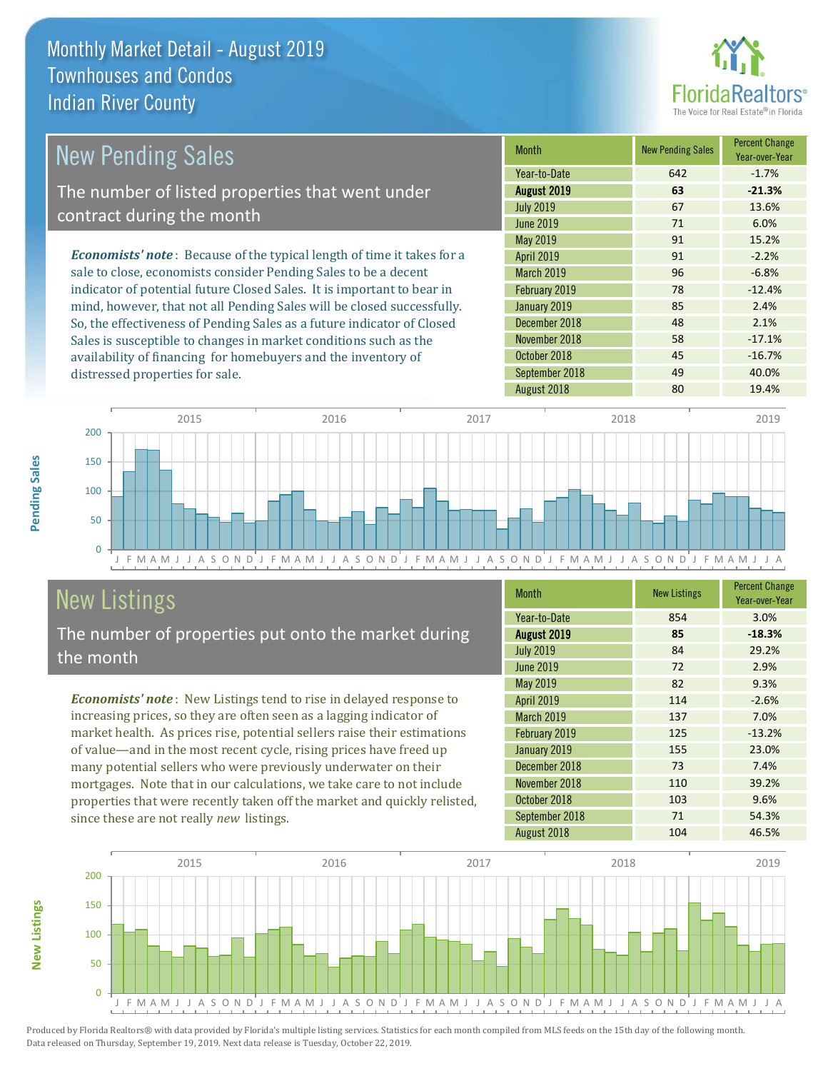# Monthly Market Detail - August 2019
## Townhouses and Condos
## Indian River County

## New Pending Sales

The number of listed properties that went under contract during the month

*Economists' note*: Because of the typical length of time it takes for a sale to close, economists consider Pending Sales to be a decent indicator of potential future Closed Sales. It is important to bear in mind, however, that not all Pending Sales will be closed successfully. So, the effectiveness of Pending Sales as a future indicator of Closed Sales is susceptible to changes in market conditions such as the availability of financing for homebuyers and the inventory of distressed properties for sale.

| Month | New Pending Sales | Percent Change Year-over-Year |
|---|---|---|
| Year-to-Date | 642 | -1.7% |
| **August 2019** | **63** | **-21.3%** |
| July 2019 | 67 | 13.6% |
| June 2019 | 71 | 6.0% |
| May 2019 | 91 | 15.2% |
| April 2019 | 91 | -2.2% |
| March 2019 | 96 | -6.8% |
| February 2019 | 78 | -12.4% |
| January 2019 | 85 | 2.4% |
| December 2018 | 48 | 2.1% |
| November 2018 | 58 | -17.1% |
| October 2018 | 45 | -16.7% |
| September 2018 | 49 | 40.0% |
| August 2018 | 80 | 19.4% |

## New Listings

The number of properties put onto the market during the month

*Economists' note*: New Listings tend to rise in delayed response to increasing prices, so they are often seen as a lagging indicator of market health. As prices rise, potential sellers raise their estimations of value—and in the most recent cycle, rising prices have freed up many potential sellers who were previously underwater on their mortgages. Note that in our calculations, we take care to not include properties that were recently taken off the market and quickly relisted, since these are not really *new* listings.

| Month | New Listings | Percent Change Year-over-Year |
|---|---|---|
| Year-to-Date | 854 | 3.0% |
| **August 2019** | **85** | **-18.3%** |
| July 2019 | 84 | 29.2% |
| June 2019 | 72 | 2.9% |
| May 2019 | 82 | 9.3% |
| April 2019 | 114 | -2.6% |
| March 2019 | 137 | 7.0% |
| February 2019 | 125 | -13.2% |
| January 2019 | 155 | 23.0% |
| December 2018 | 73 | 7.4% |
| November 2018 | 110 | 39.2% |
| October 2018 | 103 | 9.6% |
| September 2018 | 71 | 54.3% |
| August 2018 | 104 | 46.5% |

Produced by Florida Realtors® with data provided by Florida's multiple listing services. Statistics for each month compiled from MLS feeds on the 15th day of the following month. Data released on Thursday, September 19, 2019. Next data release is Tuesday, October 22, 2019.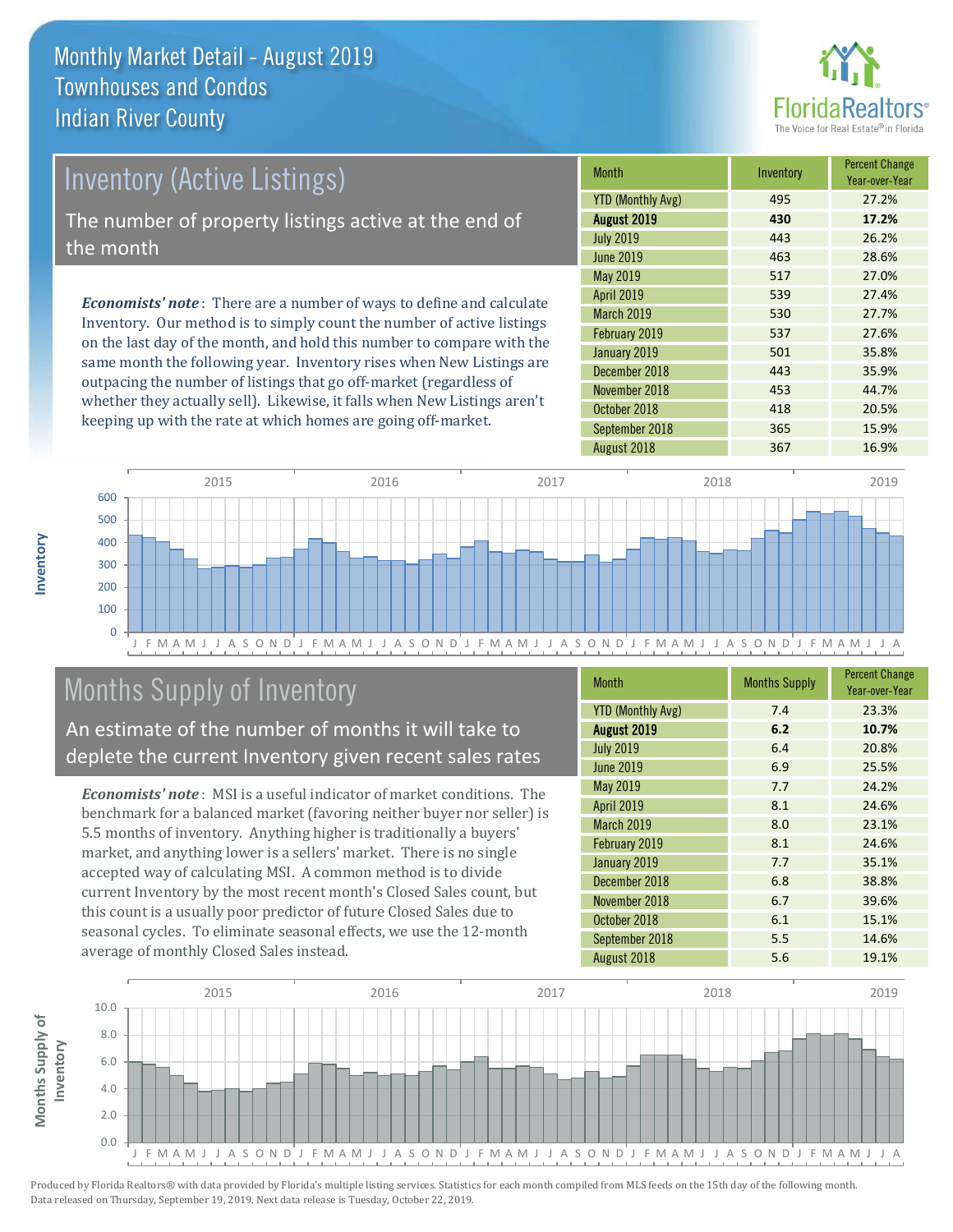# Monthly Market Detail - August 2019
## Townhouses and Condos
## Indian River County

## Inventory (Active Listings)

The number of property listings active at the end of the month

*Economists' note*: There are a number of ways to define and calculate Inventory. Our method is to simply count the number of active listings on the last day of the month, and hold this number to compare with the same month the following year. Inventory rises when New Listings are outpacing the number of listings that go off-market (regardless of whether they actually sell). Likewise, it falls when New Listings aren't keeping up with the rate at which homes are going off-market.

| Month | Inventory | Percent Change Year-over-Year |
|---|---|---|
| YTD (Monthly Avg) | 495 | 27.2% |
| **August 2019** | **430** | **17.2%** |
| July 2019 | 443 | 26.2% |
| June 2019 | 463 | 28.6% |
| May 2019 | 517 | 27.0% |
| April 2019 | 539 | 27.4% |
| March 2019 | 530 | 27.7% |
| February 2019 | 537 | 27.6% |
| January 2019 | 501 | 35.8% |
| December 2018 | 443 | 35.9% |
| November 2018 | 453 | 44.7% |
| October 2018 | 418 | 20.5% |
| September 2018 | 365 | 15.9% |
| August 2018 | 367 | 16.9% |

## Months Supply of Inventory

An estimate of the number of months it will take to deplete the current Inventory given recent sales rates

*Economists' note*: MSI is a useful indicator of market conditions. The benchmark for a balanced market (favoring neither buyer nor seller) is 5.5 months of inventory. Anything higher is traditionally a buyers' market, and anything lower is a sellers' market. There is no single accepted way of calculating MSI. A common method is to divide current Inventory by the most recent month's Closed Sales count, but this count is a usually poor predictor of future Closed Sales due to seasonal cycles. To eliminate seasonal effects, we use the 12-month average of monthly Closed Sales instead.

| Month | Months Supply | Percent Change Year-over-Year |
|---|---|---|
| YTD (Monthly Avg) | 7.4 | 23.3% |
| **August 2019** | **6.2** | **10.7%** |
| July 2019 | 6.4 | 20.8% |
| June 2019 | 6.9 | 25.5% |
| May 2019 | 7.7 | 24.2% |
| April 2019 | 8.1 | 24.6% |
| March 2019 | 8.0 | 23.1% |
| February 2019 | 8.1 | 24.6% |
| January 2019 | 7.7 | 35.1% |
| December 2018 | 6.8 | 38.8% |
| November 2018 | 6.7 | 39.6% |
| October 2018 | 6.1 | 15.1% |
| September 2018 | 5.5 | 14.6% |
| August 2018 | 5.6 | 19.1% |

Produced by Florida Realtors® with data provided by Florida's multiple listing services. Statistics for each month compiled from MLS feeds on the 15th day of the following month. Data released on Thursday, September 19, 2019. Next data release is Tuesday, October 22, 2019.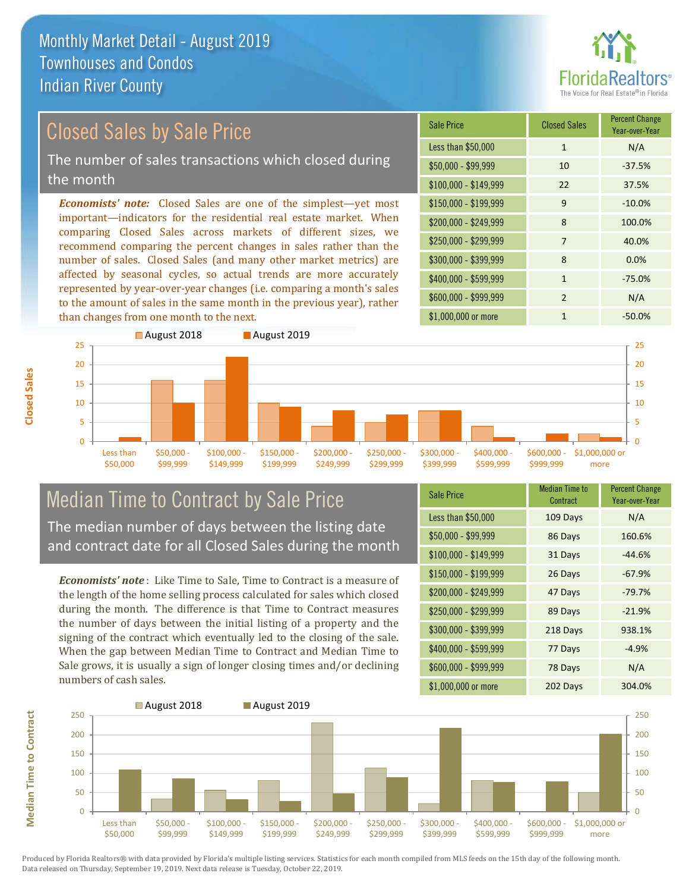# Monthly Market Detail - August 2019
## Townhouses and Condos
## Indian River County

## Closed Sales by Sale Price

The number of sales transactions which closed during the month

*Economists' note:* Closed Sales are one of the simplest—yet most important—indicators for the residential real estate market. When comparing Closed Sales across markets of different sizes, we recommend comparing the percent changes in sales rather than the number of sales. Closed Sales (and many other market metrics) are affected by seasonal cycles, so actual trends are more accurately represented by year-over-year changes (i.e. comparing a month's sales to the amount of sales in the same month in the previous year), rather than changes from one month to the next.

| Sale Price | Closed Sales | Percent Change Year-over-Year |
|---|---|---|
| Less than $50,000 | 1 | N/A |
| $50,000 - $99,999 | 10 | -37.5% |
| $100,000 - $149,999 | 22 | 37.5% |
| $150,000 - $199,999 | 9 | -10.0% |
| $200,000 - $249,999 | 8 | 100.0% |
| $250,000 - $299,999 | 7 | 40.0% |
| $300,000 - $399,999 | 8 | 0.0% |
| $400,000 - $599,999 | 1 | -75.0% |
| $600,000 - $999,999 | 2 | N/A |
| $1,000,000 or more | 1 | -50.0% |

## Median Time to Contract by Sale Price

The median number of days between the listing date and contract date for all Closed Sales during the month

*Economists' note*: Like Time to Sale, Time to Contract is a measure of the length of the home selling process calculated for sales which closed during the month. The difference is that Time to Contract measures the number of days between the initial listing of a property and the signing of the contract which eventually led to the closing of the sale. When the gap between Median Time to Contract and Median Time to Sale grows, it is usually a sign of longer closing times and/or declining numbers of cash sales.

| Sale Price | Median Time to Contract | Percent Change Year-over-Year |
|---|---|---|
| Less than $50,000 | 109 Days | N/A |
| $50,000 - $99,999 | 86 Days | 160.6% |
| $100,000 - $149,999 | 31 Days | -44.6% |
| $150,000 - $199,999 | 26 Days | -67.9% |
| $200,000 - $249,999 | 47 Days | -79.7% |
| $250,000 - $299,999 | 89 Days | -21.9% |
| $300,000 - $399,999 | 218 Days | 938.1% |
| $400,000 - $599,999 | 77 Days | -4.9% |
| $600,000 - $999,999 | 78 Days | N/A |
| $1,000,000 or more | 202 Days | 304.0% |

Produced by Florida Realtors® with data provided by Florida's multiple listing services. Statistics for each month compiled from MLS feeds on the 15th day of the following month. Data released on Thursday, September 19, 2019. Next data release is Tuesday, October 22, 2019.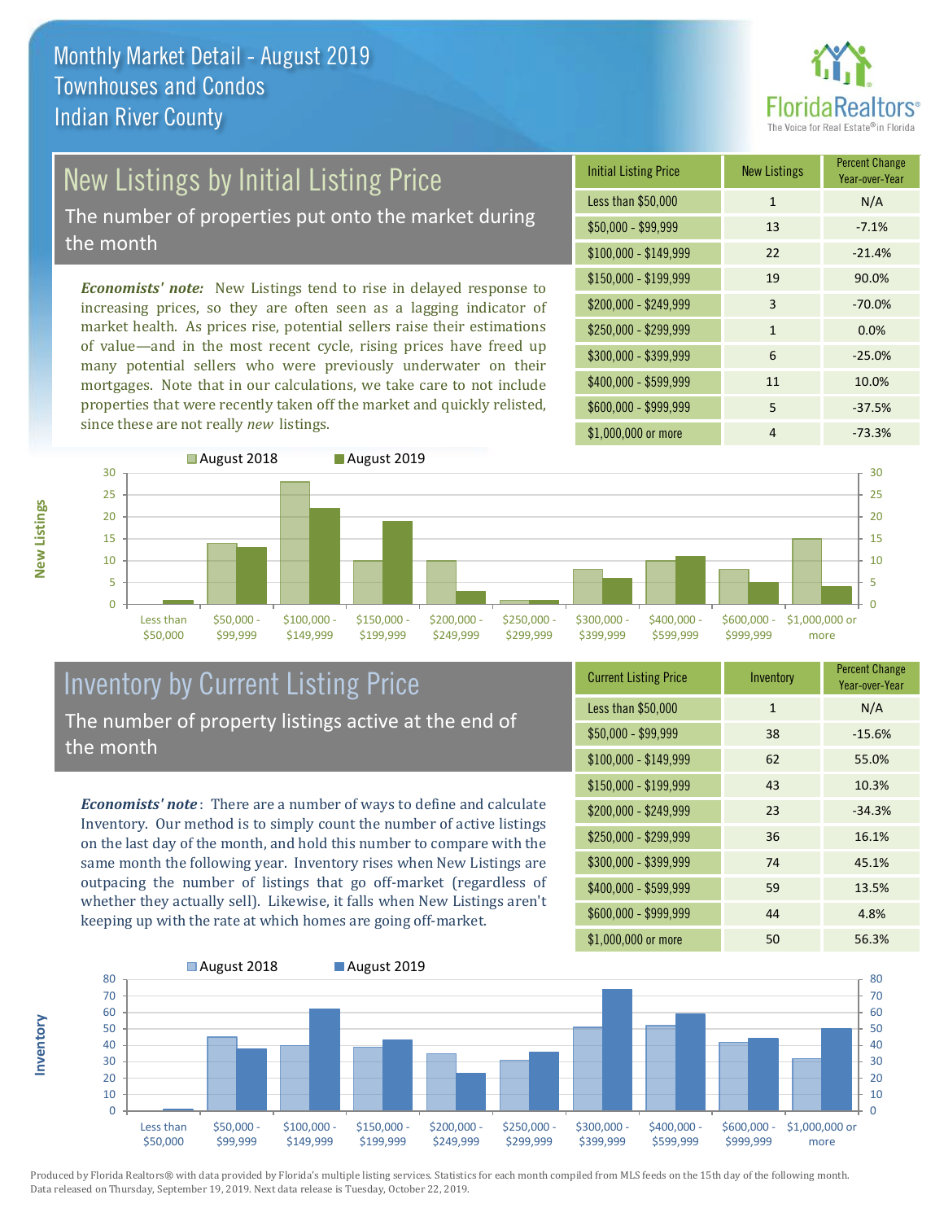# Monthly Market Detail - August 2019
## Townhouses and Condos
## Indian River County

## New Listings by Initial Listing Price

The number of properties put onto the market during the month

*Economists' note:* New Listings tend to rise in delayed response to increasing prices, so they are often seen as a lagging indicator of market health. As prices rise, potential sellers raise their estimations of value—and in the most recent cycle, rising prices have freed up many potential sellers who were previously underwater on their mortgages. Note that in our calculations, we take care to not include properties that were recently taken off the market and quickly relisted, since these are not really *new* listings.

| Initial Listing Price | New Listings | Percent Change Year-over-Year |
|---|---|---|
| Less than $50,000 | 1 | N/A |
| $50,000 - $99,999 | 13 | -7.1% |
| $100,000 - $149,999 | 22 | -21.4% |
| $150,000 - $199,999 | 19 | 90.0% |
| $200,000 - $249,999 | 3 | -70.0% |
| $250,000 - $299,999 | 1 | 0.0% |
| $300,000 - $399,999 | 6 | -25.0% |
| $400,000 - $599,999 | 11 | 10.0% |
| $600,000 - $999,999 | 5 | -37.5% |
| $1,000,000 or more | 4 | -73.3% |

## Inventory by Current Listing Price

The number of property listings active at the end of the month

*Economists' note*: There are a number of ways to define and calculate Inventory. Our method is to simply count the number of active listings on the last day of the month, and hold this number to compare with the same month the following year. Inventory rises when New Listings are outpacing the number of listings that go off-market (regardless of whether they actually sell). Likewise, it falls when New Listings aren't keeping up with the rate at which homes are going off-market.

| Current Listing Price | Inventory | Percent Change Year-over-Year |
|---|---|---|
| Less than $50,000 | 1 | N/A |
| $50,000 - $99,999 | 38 | -15.6% |
| $100,000 - $149,999 | 62 | 55.0% |
| $150,000 - $199,999 | 43 | 10.3% |
| $200,000 - $249,999 | 23 | -34.3% |
| $250,000 - $299,999 | 36 | 16.1% |
| $300,000 - $399,999 | 74 | 45.1% |
| $400,000 - $599,999 | 59 | 13.5% |
| $600,000 - $999,999 | 44 | 4.8% |
| $1,000,000 or more | 50 | 56.3% |

Produced by Florida Realtors® with data provided by Florida's multiple listing services. Statistics for each month compiled from MLS feeds on the 15th day of the following month. Data released on Thursday, September 19, 2019. Next data release is Tuesday, October 22, 2019.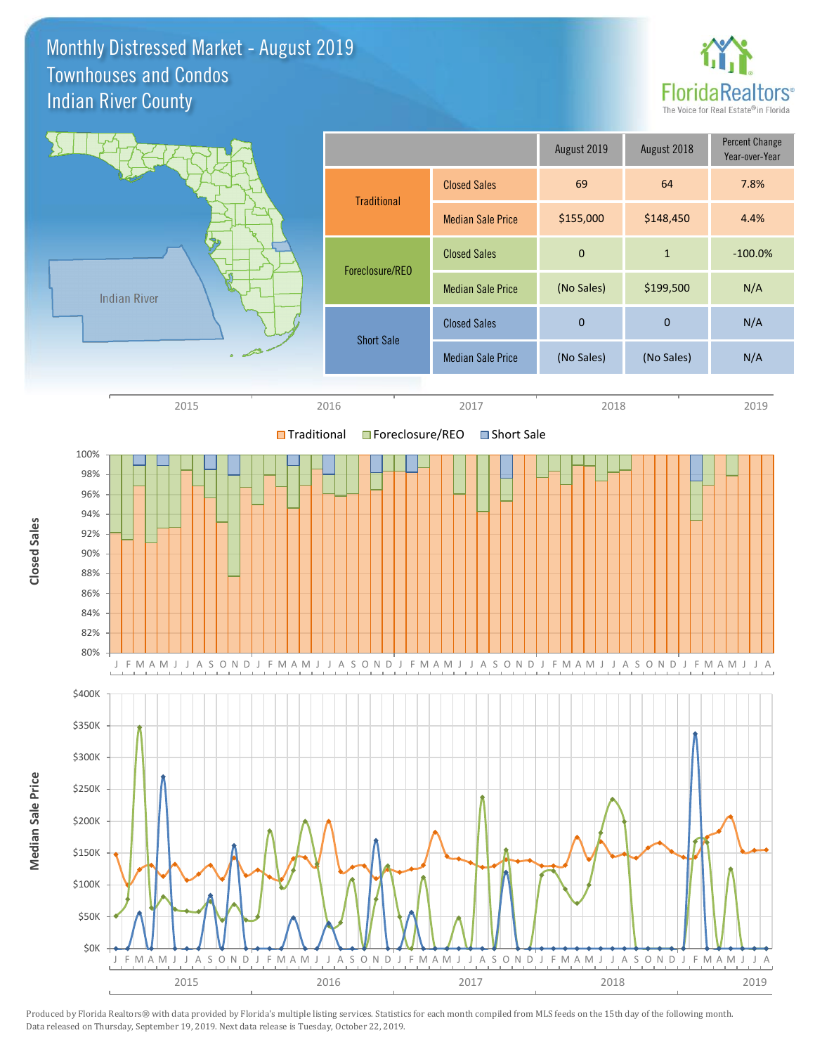# Monthly Distressed Market - August 2019
## Townhouses and Condos
## Indian River County

FloridaRealtors®
The Voice for Real Estate® in Florida

Indian River

| | | August 2019 | August 2018 | Percent Change Year-over-Year |
|---|---|---|---|---|
| Traditional | Closed Sales | 69 | 64 | 7.8% |
| | Median Sale Price | $155,000 | $148,450 | 4.4% |
| Foreclosure/REO | Closed Sales | 0 | 1 | -100.0% |
| | Median Sale Price | (No Sales) | $199,500 | N/A |
| Short Sale | Closed Sales | 0 | 0 | N/A |
| | Median Sale Price | (No Sales) | (No Sales) | N/A |

2015 2016 2017 2018 2019

Traditional Foreclosure/REO Short Sale

Closed Sales

100% 98% 96% 94% 92% 90% 88% 86% 84% 82% 80%

J F M A M J J A S O N D J F M A M J J A S O N D J F M A M J J A S O N D J F M A M J J A S O N D J F M A M J J A

Median Sale Price

$400K $350K $300K $250K $200K $150K $100K $50K $0K

J F M A M J J A S O N D J F M A M J J A S O N D J F M A M J J A S O N D J F M A M J J A S O N D J F M A M J J A

2015 2016 2017 2018 2019

Produced by Florida Realtors® with data provided by Florida's multiple listing services. Statistics for each month compiled from MLS feeds on the 15th day of the following month.
Data released on Thursday, September 19, 2019. Next data release is Tuesday, October 22, 2019.